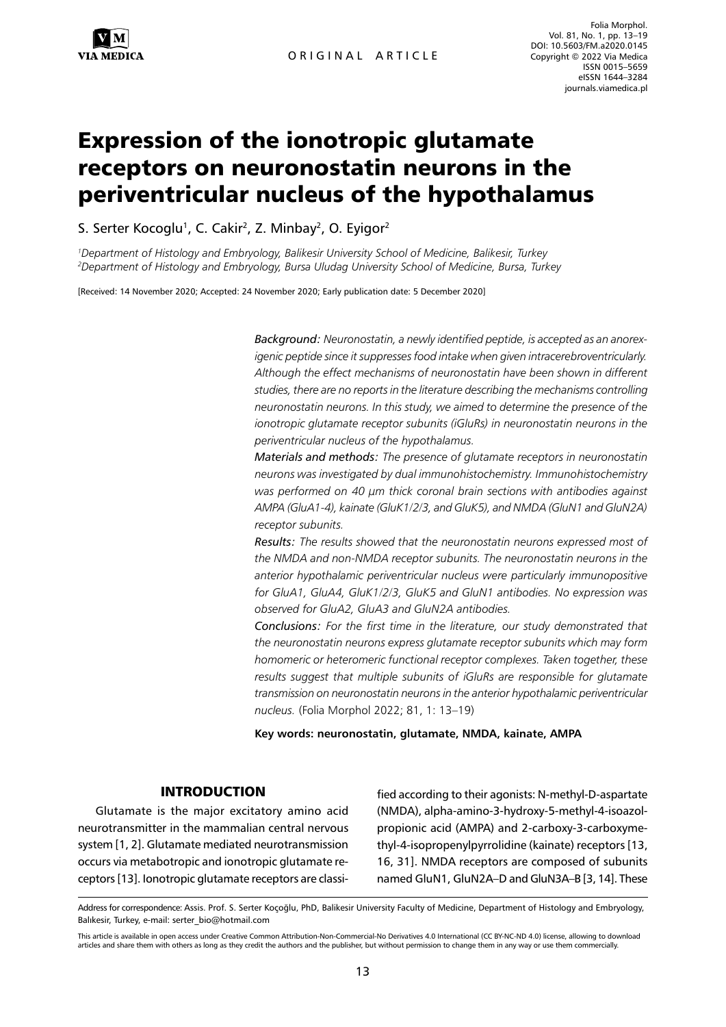ORIGINAL ARTICLE

# Expression of the ionotropic glutamate receptors on neuronostatin neurons in the periventricular nucleus of the hypothalamus

S. Serter Kocoglu[1], C. Cakir[2], Z. Minbay[2], O. Eyigor[2]

[1]Department of Histology and Embryology, Balikesir University School of Medicine, Balikesir, Turkey
[2]Department of Histology and Embryology, Bursa Uludag University School of Medicine, Bursa, Turkey

[Received: 14 November 2020; Accepted: 24 November 2020; Early publication date: 5 December 2020]

***Background:*** *Neuronostatin, a newly identified peptide, is accepted as an anorexigenic peptide since it suppresses food intake when given intracerebroventricularly. Although the effect mechanisms of neuronostatin have been shown in different studies, there are no reports in the literature describing the mechanisms controlling neuronostatin neurons. In this study, we aimed to determine the presence of the ionotropic glutamate receptor subunits (iGluRs) in neuronostatin neurons in the periventricular nucleus of the hypothalamus.*

***Materials and methods:*** *The presence of glutamate receptors in neuronostatin neurons was investigated by dual immunohistochemistry. Immunohistochemistry was performed on 40 μm thick coronal brain sections with antibodies against AMPA (GluA1-4), kainate (GluK1/2/3, and GluK5), and NMDA (GluN1 and GluN2A) receptor subunits.*

***Results:*** *The results showed that the neuronostatin neurons expressed most of the NMDA and non-NMDA receptor subunits. The neuronostatin neurons in the anterior hypothalamic periventricular nucleus were particularly immunopositive for GluA1, GluA4, GluK1/2/3, GluK5 and GluN1 antibodies. No expression was observed for GluA2, GluA3 and GluN2A antibodies.*

***Conclusions:*** *For the first time in the literature, our study demonstrated that the neuronostatin neurons express glutamate receptor subunits which may form homomeric or heteromeric functional receptor complexes. Taken together, these results suggest that multiple subunits of iGluRs are responsible for glutamate transmission on neuronostatin neurons in the anterior hypothalamic periventricular nucleus.* (Folia Morphol 2022; 81, 1: 13–19)

**Key words: neuronostatin, glutamate, NMDA, kainate, AMPA**

## INTRODUCTION

Glutamate is the major excitatory amino acid neurotransmitter in the mammalian central nervous system [1, 2]. Glutamate mediated neurotransmission occurs via metabotropic and ionotropic glutamate receptors [13]. Ionotropic glutamate receptors are classified according to their agonists: N-methyl-D-aspartate (NMDA), alpha-amino-3-hydroxy-5-methyl-4-isoazolpropionic acid (AMPA) and 2-carboxy-3-carboxymethyl-4-isopropenylpyrrolidine (kainate) receptors [13, 16, 31]. NMDA receptors are composed of subunits named GluN1, GluN2A–D and GluN3A–B [3, 14]. These

Address for correspondence: Assis. Prof. S. Serter Koçoğlu, PhD, Balikesir University Faculty of Medicine, Department of Histology and Embryology, Balıkesir, Turkey, e-mail: serter_bio@hotmail.com

This article is available in open access under Creative Common Attribution-Non-Commercial-No Derivatives 4.0 International (CC BY-NC-ND 4.0) license, allowing to download articles and share them with others as long as they credit the authors and the publisher, but without permission to change them in any way or use them commercially.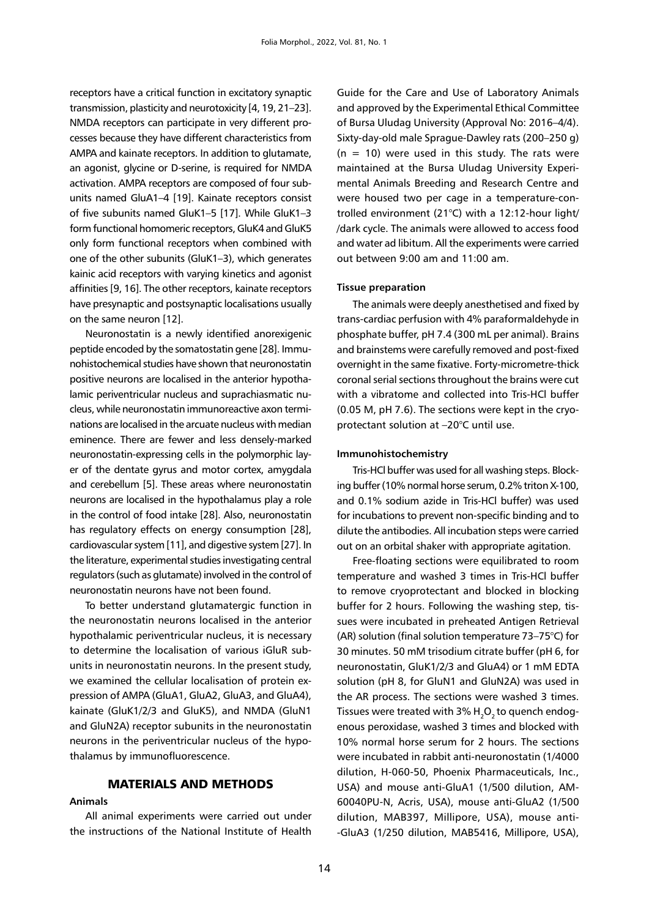receptors have a critical function in excitatory synaptic transmission, plasticity and neurotoxicity [4, 19, 21–23]. NMDA receptors can participate in very different processes because they have different characteristics from AMPA and kainate receptors. In addition to glutamate, an agonist, glycine or D-serine, is required for NMDA activation. AMPA receptors are composed of four subunits named GluA1–4 [19]. Kainate receptors consist of five subunits named GluK1–5 [17]. While GluK1–3 form functional homomeric receptors, GluK4 and GluK5 only form functional receptors when combined with one of the other subunits (GluK1–3), which generates kainic acid receptors with varying kinetics and agonist affinities [9, 16]. The other receptors, kainate receptors have presynaptic and postsynaptic localisations usually on the same neuron [12].

Neuronostatin is a newly identified anorexigenic peptide encoded by the somatostatin gene [28]. Immunohistochemical studies have shown that neuronostatin positive neurons are localised in the anterior hypothalamic periventricular nucleus and suprachiasmatic nucleus, while neuronostatin immunoreactive axon terminations are localised in the arcuate nucleus with median eminence. There are fewer and less densely-marked neuronostatin-expressing cells in the polymorphic layer of the dentate gyrus and motor cortex, amygdala and cerebellum [5]. These areas where neuronostatin neurons are localised in the hypothalamus play a role in the control of food intake [28]. Also, neuronostatin has regulatory effects on energy consumption [28], cardiovascular system [11], and digestive system [27]. In the literature, experimental studies investigating central regulators (such as glutamate) involved in the control of neuronostatin neurons have not been found.

To better understand glutamatergic function in the neuronostatin neurons localised in the anterior hypothalamic periventricular nucleus, it is necessary to determine the localisation of various iGluR subunits in neuronostatin neurons. In the present study, we examined the cellular localisation of protein expression of AMPA (GluA1, GluA2, GluA3, and GluA4), kainate (GluK1/2/3 and GluK5), and NMDA (GluN1 and GluN2A) receptor subunits in the neuronostatin neurons in the periventricular nucleus of the hypothalamus by immunofluorescence.

## MATERIALS AND METHODS

### Animals

All animal experiments were carried out under the instructions of the National Institute of Health Guide for the Care and Use of Laboratory Animals and approved by the Experimental Ethical Committee of Bursa Uludag University (Approval No: 2016–4/4). Sixty-day-old male Sprague-Dawley rats (200–250 g) ($n = 10$) were used in this study. The rats were maintained at the Bursa Uludag University Experimental Animals Breeding and Research Centre and were housed two per cage in a temperature-controlled environment (21°C) with a 12:12-hour light/dark cycle. The animals were allowed to access food and water ad libitum. All the experiments were carried out between 9:00 am and 11:00 am.

### Tissue preparation

The animals were deeply anesthetised and fixed by trans-cardiac perfusion with 4% paraformaldehyde in phosphate buffer, pH 7.4 (300 mL per animal). Brains and brainstems were carefully removed and post-fixed overnight in the same fixative. Forty-micrometre-thick coronal serial sections throughout the brains were cut with a vibratome and collected into Tris-HCl buffer (0.05 M, pH 7.6). The sections were kept in the cryoprotectant solution at –20°C until use.

### Immunohistochemistry

Tris-HCl buffer was used for all washing steps. Blocking buffer (10% normal horse serum, 0.2% triton X-100, and 0.1% sodium azide in Tris-HCl buffer) was used for incubations to prevent non-specific binding and to dilute the antibodies. All incubation steps were carried out on an orbital shaker with appropriate agitation.

Free-floating sections were equilibrated to room temperature and washed 3 times in Tris-HCl buffer to remove cryoprotectant and blocked in blocking buffer for 2 hours. Following the washing step, tissues were incubated in preheated Antigen Retrieval (AR) solution (final solution temperature 73–75°C) for 30 minutes. 50 mM trisodium citrate buffer (pH 6, for neuronostatin, GluK1/2/3 and GluA4) or 1 mM EDTA solution (pH 8, for GluN1 and GluN2A) was used in the AR process. The sections were washed 3 times. Tissues were treated with 3% $H_2O_2$ to quench endogenous peroxidase, washed 3 times and blocked with 10% normal horse serum for 2 hours. The sections were incubated in rabbit anti-neuronostatin (1/4000 dilution, H-060-50, Phoenix Pharmaceuticals, Inc., USA) and mouse anti-GluA1 (1/500 dilution, AM-60040PU-N, Acris, USA), mouse anti-GluA2 (1/500 dilution, MAB397, Millipore, USA), mouse anti-GluA3 (1/250 dilution, MAB5416, Millipore, USA),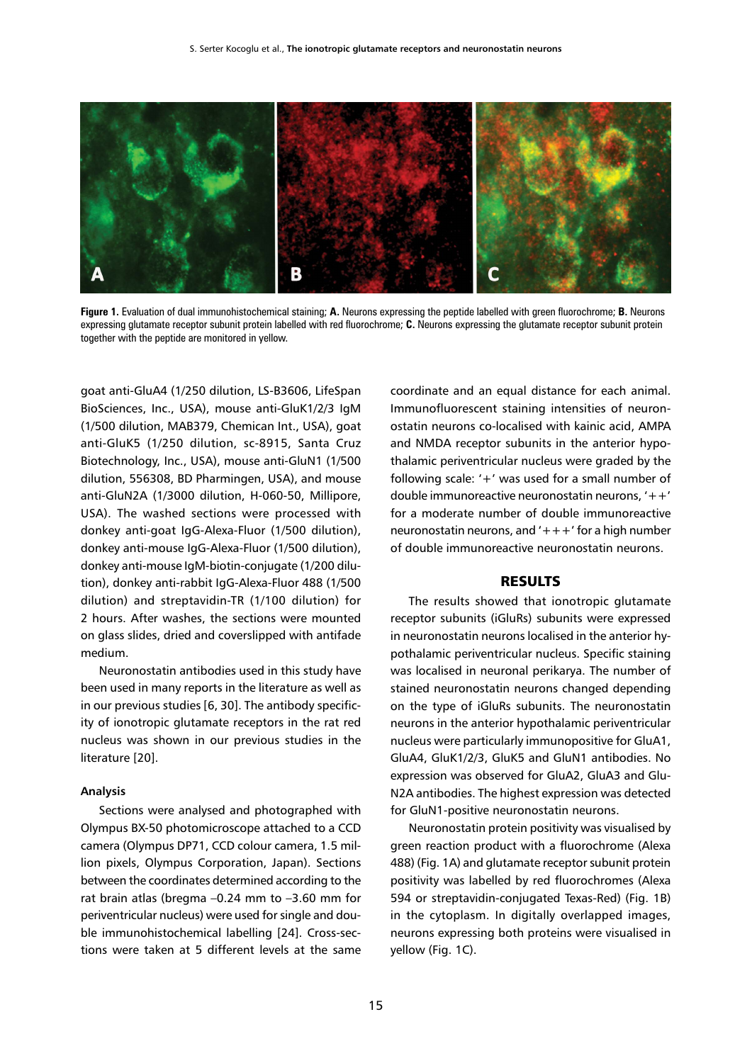**Figure 1.** Evaluation of dual immunohistochemical staining; **A.** Neurons expressing the peptide labelled with green fluorochrome; **B.** Neurons expressing glutamate receptor subunit protein labelled with red fluorochrome; **C.** Neurons expressing the glutamate receptor subunit protein together with the peptide are monitored in yellow.

goat anti-GluA4 (1/250 dilution, LS-B3606, LifeSpan BioSciences, Inc., USA), mouse anti-GluK1/2/3 IgM (1/500 dilution, MAB379, Chemican Int., USA), goat anti-GluK5 (1/250 dilution, sc-8915, Santa Cruz Biotechnology, Inc., USA), mouse anti-GluN1 (1/500 dilution, 556308, BD Pharmingen, USA), and mouse anti-GluN2A (1/3000 dilution, H-060-50, Millipore, USA). The washed sections were processed with donkey anti-goat IgG-Alexa-Fluor (1/500 dilution), donkey anti-mouse IgG-Alexa-Fluor (1/500 dilution), donkey anti-mouse IgM-biotin-conjugate (1/200 dilution), donkey anti-rabbit IgG-Alexa-Fluor 488 (1/500 dilution) and streptavidin-TR (1/100 dilution) for 2 hours. After washes, the sections were mounted on glass slides, dried and coverslipped with antifade medium.

Neuronostatin antibodies used in this study have been used in many reports in the literature as well as in our previous studies [6, 30]. The antibody specificity of ionotropic glutamate receptors in the rat red nucleus was shown in our previous studies in the literature [20].

#### Analysis

Sections were analysed and photographed with Olympus BX-50 photomicroscope attached to a CCD camera (Olympus DP71, CCD colour camera, 1.5 million pixels, Olympus Corporation, Japan). Sections between the coordinates determined according to the rat brain atlas (bregma –0.24 mm to –3.60 mm for periventricular nucleus) were used for single and double immunohistochemical labelling [24]. Cross-sections were taken at 5 different levels at the same coordinate and an equal distance for each animal. Immunofluorescent staining intensities of neuronostatin neurons co-localised with kainic acid, AMPA and NMDA receptor subunits in the anterior hypothalamic periventricular nucleus were graded by the following scale: '+' was used for a small number of double immunoreactive neuronostatin neurons, '++' for a moderate number of double immunoreactive neuronostatin neurons, and '+++' for a high number of double immunoreactive neuronostatin neurons.

## RESULTS

The results showed that ionotropic glutamate receptor subunits (iGluRs) subunits were expressed in neuronostatin neurons localised in the anterior hypothalamic periventricular nucleus. Specific staining was localised in neuronal perikarya. The number of stained neuronostatin neurons changed depending on the type of iGluRs subunits. The neuronostatin neurons in the anterior hypothalamic periventricular nucleus were particularly immunopositive for GluA1, GluA4, GluK1/2/3, GluK5 and GluN1 antibodies. No expression was observed for GluA2, GluA3 and GluN2A antibodies. The highest expression was detected for GluN1-positive neuronostatin neurons.

Neuronostatin protein positivity was visualised by green reaction product with a fluorochrome (Alexa 488) (Fig. 1A) and glutamate receptor subunit protein positivity was labelled by red fluorochromes (Alexa 594 or streptavidin-conjugated Texas-Red) (Fig. 1B) in the cytoplasm. In digitally overlapped images, neurons expressing both proteins were visualised in yellow (Fig. 1C).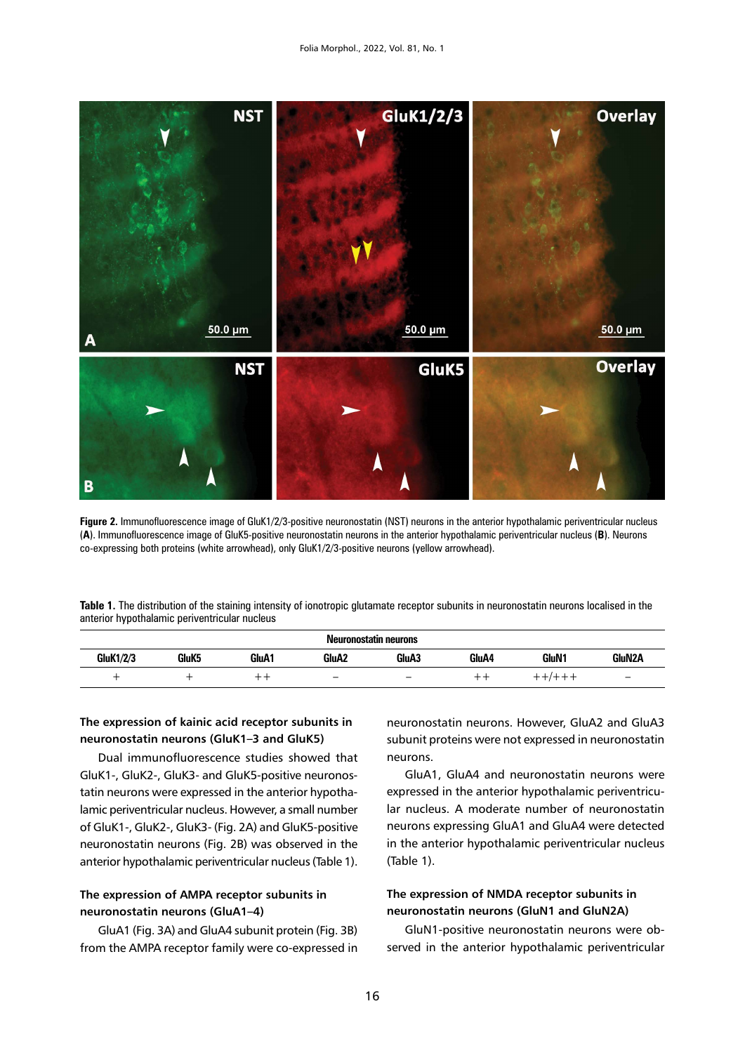**Figure 2.** Immunofluorescence image of GluK1/2/3-positive neuronostatin (NST) neurons in the anterior hypothalamic periventricular nucleus (**A**). Immunofluorescence image of GluK5-positive neuronostatin neurons in the anterior hypothalamic periventricular nucleus (**B**). Neurons co-expressing both proteins (white arrowhead), only GluK1/2/3-positive neurons (yellow arrowhead).

**Table 1.** The distribution of the staining intensity of ionotropic glutamate receptor subunits in neuronostatin neurons localised in the anterior hypothalamic periventricular nucleus

| Neuronostatin neurons | | | | | | | |
|---|---|---|---|---|---|---|---|
| GluK1/2/3 | GluK5 | GluA1 | GluA2 | GluA3 | GluA4 | GluN1 | GluN2A |
| + | + | ++ | – | – | ++ | ++/+++ | – |

### The expression of kainic acid receptor subunits in neuronostatin neurons (GluK1–3 and GluK5)

Dual immunofluorescence studies showed that GluK1-, GluK2-, GluK3- and GluK5-positive neuronostatin neurons were expressed in the anterior hypothalamic periventricular nucleus. However, a small number of GluK1-, GluK2-, GluK3- (Fig. 2A) and GluK5-positive neuronostatin neurons (Fig. 2B) was observed in the anterior hypothalamic periventricular nucleus (Table 1).

### The expression of AMPA receptor subunits in neuronostatin neurons (GluA1–4)

GluA1 (Fig. 3A) and GluA4 subunit protein (Fig. 3B) from the AMPA receptor family were co-expressed in neuronostatin neurons. However, GluA2 and GluA3 subunit proteins were not expressed in neuronostatin neurons.

GluA1, GluA4 and neuronostatin neurons were expressed in the anterior hypothalamic periventricular nucleus. A moderate number of neuronostatin neurons expressing GluA1 and GluA4 were detected in the anterior hypothalamic periventricular nucleus (Table 1).

### The expression of NMDA receptor subunits in neuronostatin neurons (GluN1 and GluN2A)

GluN1-positive neuronostatin neurons were observed in the anterior hypothalamic periventricular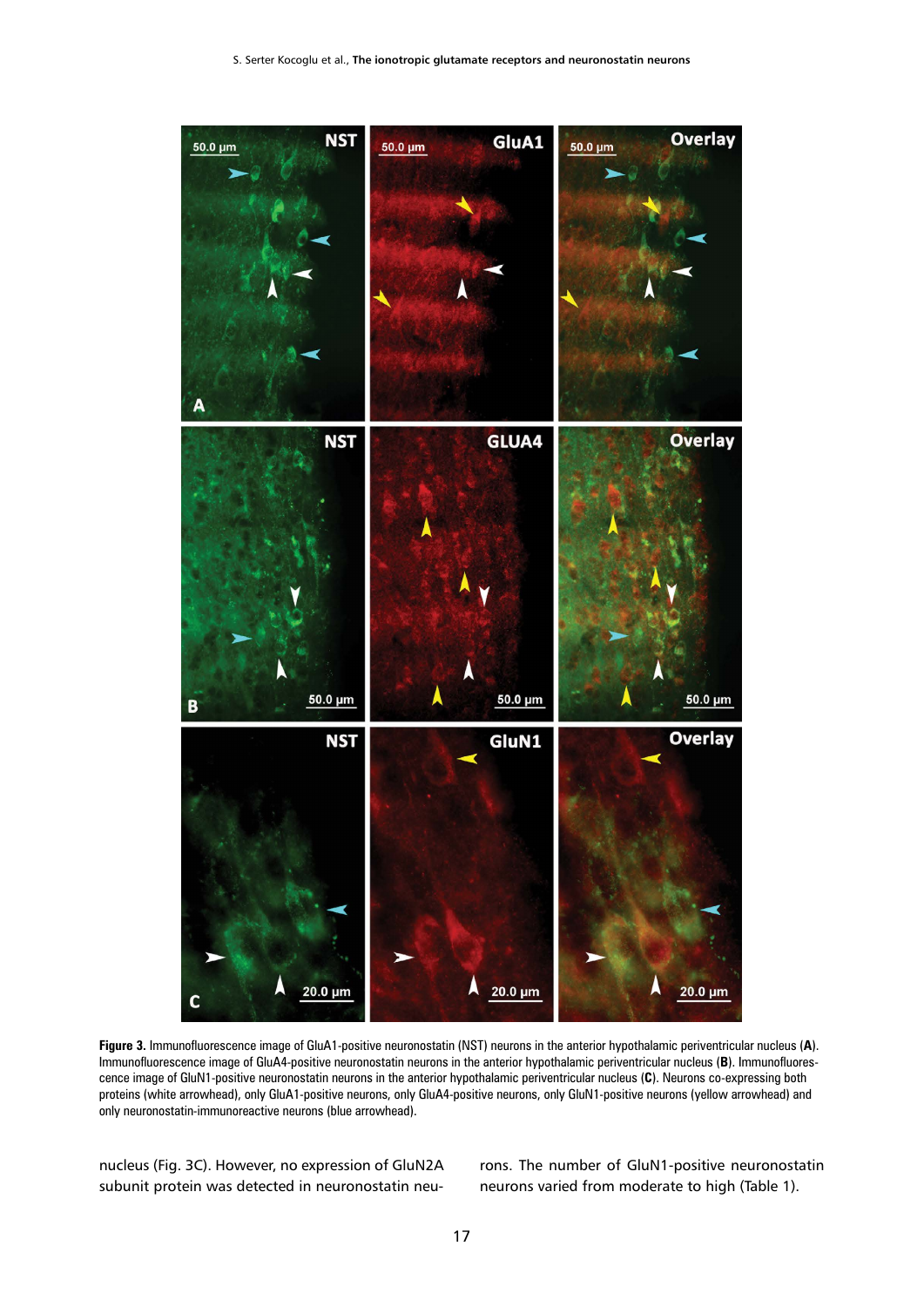**Figure 3.** Immunofluorescence image of GluA1-positive neuronostatin (NST) neurons in the anterior hypothalamic periventricular nucleus (**A**). Immunofluorescence image of GluA4-positive neuronostatin neurons in the anterior hypothalamic periventricular nucleus (**B**). Immunofluorescence image of GluN1-positive neuronostatin neurons in the anterior hypothalamic periventricular nucleus (**C**). Neurons co-expressing both proteins (white arrowhead), only GluA1-positive neurons, only GluA4-positive neurons, only GluN1-positive neurons (yellow arrowhead) and only neuronostatin-immunoreactive neurons (blue arrowhead).

nucleus (Fig. 3C). However, no expression of GluN2A subunit protein was detected in neuronostatin neurons. The number of GluN1-positive neuronostatin neurons varied from moderate to high (Table 1).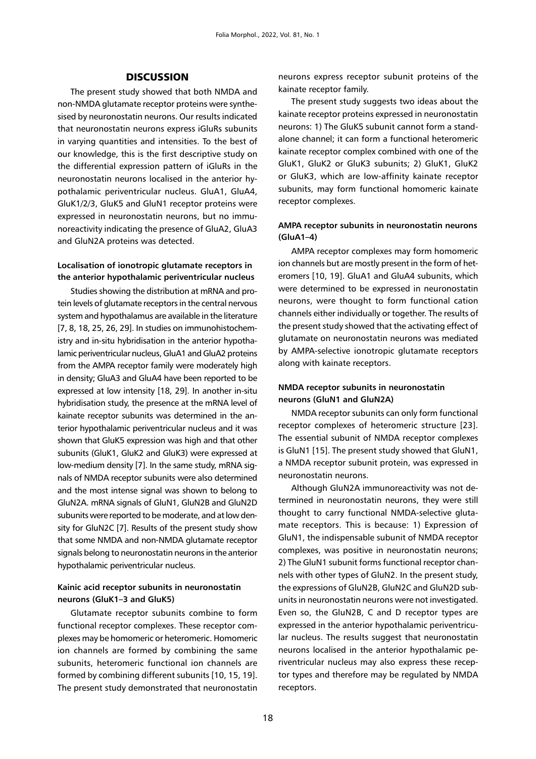## DISCUSSION

The present study showed that both NMDA and non-NMDA glutamate receptor proteins were synthesised by neuronostatin neurons. Our results indicated that neuronostatin neurons express iGluRs subunits in varying quantities and intensities. To the best of our knowledge, this is the first descriptive study on the differential expression pattern of iGluRs in the neuronostatin neurons localised in the anterior hypothalamic periventricular nucleus. GluA1, GluA4, GluK1/2/3, GluK5 and GluN1 receptor proteins were expressed in neuronostatin neurons, but no immunoreactivity indicating the presence of GluA2, GluA3 and GluN2A proteins was detected.

### Localisation of ionotropic glutamate receptors in the anterior hypothalamic periventricular nucleus

Studies showing the distribution at mRNA and protein levels of glutamate receptors in the central nervous system and hypothalamus are available in the literature [7, 8, 18, 25, 26, 29]. In studies on immunohistochemistry and in-situ hybridisation in the anterior hypothalamic periventricular nucleus, GluA1 and GluA2 proteins from the AMPA receptor family were moderately high in density; GluA3 and GluA4 have been reported to be expressed at low intensity [18, 29]. In another in-situ hybridisation study, the presence at the mRNA level of kainate receptor subunits was determined in the anterior hypothalamic periventricular nucleus and it was shown that GluK5 expression was high and that other subunits (GluK1, GluK2 and GluK3) were expressed at low-medium density [7]. In the same study, mRNA signals of NMDA receptor subunits were also determined and the most intense signal was shown to belong to GluN2A. mRNA signals of GluN1, GluN2B and GluN2D subunits were reported to be moderate, and at low density for GluN2C [7]. Results of the present study show that some NMDA and non-NMDA glutamate receptor signals belong to neuronostatin neurons in the anterior hypothalamic periventricular nucleus.

### Kainic acid receptor subunits in neuronostatin neurons (GluK1–3 and GluK5)

Glutamate receptor subunits combine to form functional receptor complexes. These receptor complexes may be homomeric or heteromeric. Homomeric ion channels are formed by combining the same subunits, heteromeric functional ion channels are formed by combining different subunits [10, 15, 19]. The present study demonstrated that neuronostatin neurons express receptor subunit proteins of the kainate receptor family.

The present study suggests two ideas about the kainate receptor proteins expressed in neuronostatin neurons: 1) The GluK5 subunit cannot form a stand-alone channel; it can form a functional heteromeric kainate receptor complex combined with one of the GluK1, GluK2 or GluK3 subunits; 2) GluK1, GluK2 or GluK3, which are low-affinity kainate receptor subunits, may form functional homomeric kainate receptor complexes.

### AMPA receptor subunits in neuronostatin neurons (GluA1–4)

AMPA receptor complexes may form homomeric ion channels but are mostly present in the form of heteromers [10, 19]. GluA1 and GluA4 subunits, which were determined to be expressed in neuronostatin neurons, were thought to form functional cation channels either individually or together. The results of the present study showed that the activating effect of glutamate on neuronostatin neurons was mediated by AMPA-selective ionotropic glutamate receptors along with kainate receptors.

### NMDA receptor subunits in neuronostatin neurons (GluN1 and GluN2A)

NMDA receptor subunits can only form functional receptor complexes of heteromeric structure [23]. The essential subunit of NMDA receptor complexes is GluN1 [15]. The present study showed that GluN1, a NMDA receptor subunit protein, was expressed in neuronostatin neurons.

Although GluN2A immunoreactivity was not determined in neuronostatin neurons, they were still thought to carry functional NMDA-selective glutamate receptors. This is because: 1) Expression of GluN1, the indispensable subunit of NMDA receptor complexes, was positive in neuronostatin neurons; 2) The GluN1 subunit forms functional receptor channels with other types of GluN2. In the present study, the expressions of GluN2B, GluN2C and GluN2D subunits in neuronostatin neurons were not investigated. Even so, the GluN2B, C and D receptor types are expressed in the anterior hypothalamic periventricular nucleus. The results suggest that neuronostatin neurons localised in the anterior hypothalamic periventricular nucleus may also express these receptor types and therefore may be regulated by NMDA receptors.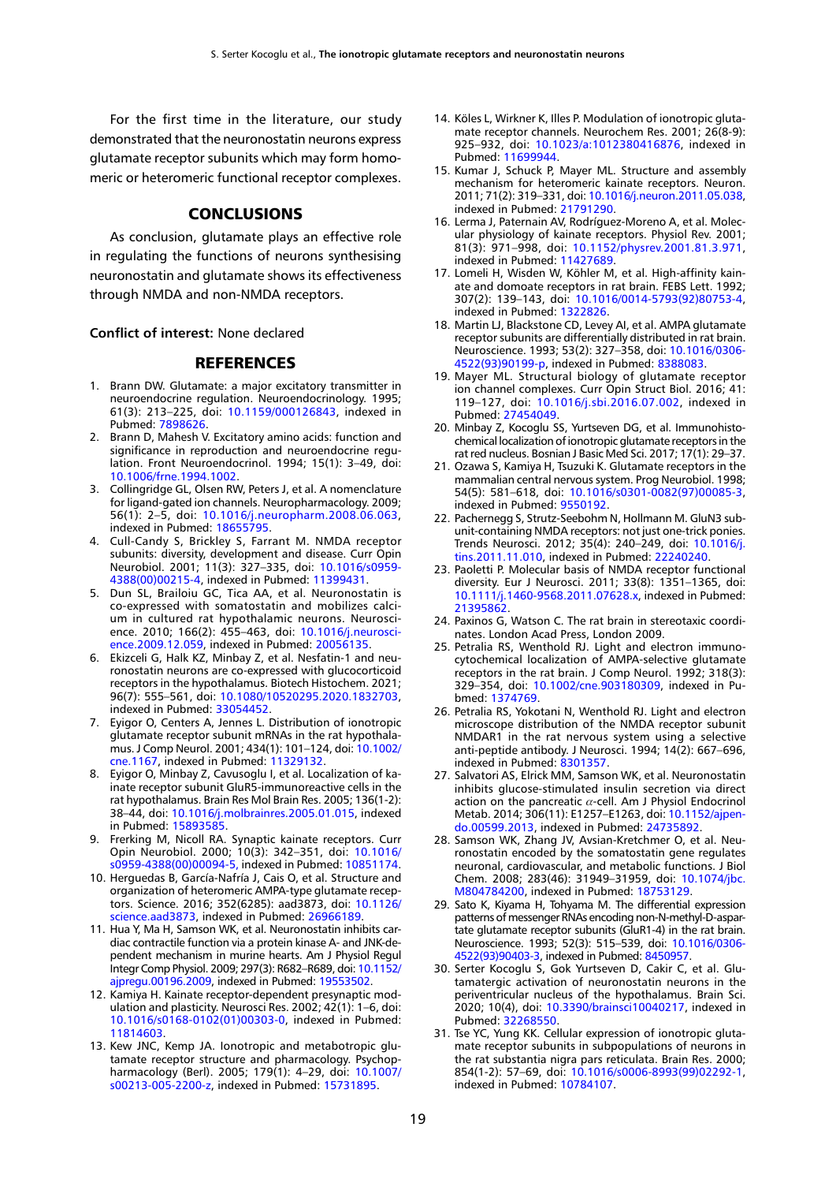For the first time in the literature, our study demonstrated that the neuronostatin neurons express glutamate receptor subunits which may form homomeric or heteromeric functional receptor complexes.

## CONCLUSIONS

As conclusion, glutamate plays an effective role in regulating the functions of neurons synthesising neuronostatin and glutamate shows its effectiveness through NMDA and non-NMDA receptors.

**Conflict of interest:** None declared

## REFERENCES

1. Brann DW. Glutamate: a major excitatory transmitter in neuroendocrine regulation. Neuroendocrinology. 1995; 61(3): 213–225, doi: 10.1159/000126843, indexed in Pubmed: 7898626.
2. Brann D, Mahesh V. Excitatory amino acids: function and significance in reproduction and neuroendocrine regulation. Front Neuroendocrinol. 1994; 15(1): 3–49, doi: 10.1006/frne.1994.1002.
3. Collingridge GL, Olsen RW, Peters J, et al. A nomenclature for ligand-gated ion channels. Neuropharmacology. 2009; 56(1): 2–5, doi: 10.1016/j.neuropharm.2008.06.063, indexed in Pubmed: 18655795.
4. Cull-Candy S, Brickley S, Farrant M. NMDA receptor subunits: diversity, development and disease. Curr Opin Neurobiol. 2001; 11(3): 327–335, doi: 10.1016/s0959-4388(00)00215-4, indexed in Pubmed: 11399431.
5. Dun SL, Brailoiu GC, Tica AA, et al. Neuronostatin is co-expressed with somatostatin and mobilizes calcium in cultured rat hypothalamic neurons. Neuroscience. 2010; 166(2): 455–463, doi: 10.1016/j.neuroscience.2009.12.059, indexed in Pubmed: 20056135.
6. Ekizceli G, Halk KZ, Minbay Z, et al. Nesfatin-1 and neuronostatin neurons are co-expressed with glucocorticoid receptors in the hypothalamus. Biotech Histochem. 2021; 96(7): 555–561, doi: 10.1080/10520295.2020.1832703, indexed in Pubmed: 33054452.
7. Eyigor O, Centers A, Jennes L. Distribution of ionotropic glutamate receptor subunit mRNAs in the rat hypothalamus. J Comp Neurol. 2001; 434(1): 101–124, doi: 10.1002/cne.1167, indexed in Pubmed: 11329132.
8. Eyigor O, Minbay Z, Cavusoglu I, et al. Localization of kainate receptor subunit GluR5-immunoreactive cells in the rat hypothalamus. Brain Res Mol Brain Res. 2005; 136(1-2): 38–44, doi: 10.1016/j.molbrainres.2005.01.015, indexed in Pubmed: 15893585.
9. Frerking M, Nicoll RA. Synaptic kainate receptors. Curr Opin Neurobiol. 2000; 10(3): 342–351, doi: 10.1016/s0959-4388(00)00094-5, indexed in Pubmed: 10851174.
10. Herguedas B, García-Nafría J, Cais O, et al. Structure and organization of heteromeric AMPA-type glutamate receptors. Science. 2016; 352(6285): aad3873, doi: 10.1126/science.aad3873, indexed in Pubmed: 26966189.
11. Hua Y, Ma H, Samson WK, et al. Neuronostatin inhibits cardiac contractile function via a protein kinase A- and JNK-dependent mechanism in murine hearts. Am J Physiol Regul Integr Comp Physiol. 2009; 297(3): R682–R689, doi: 10.1152/ajpregu.00196.2009, indexed in Pubmed: 19553502.
12. Kamiya H. Kainate receptor-dependent presynaptic modulation and plasticity. Neurosci Res. 2002; 42(1): 1–6, doi: 10.1016/s0168-0102(01)00303-0, indexed in Pubmed: 11814603.
13. Kew JNC, Kemp JA. Ionotropic and metabotropic glutamate receptor structure and pharmacology. Psychopharmacology (Berl). 2005; 179(1): 4–29, doi: 10.1007/s00213-005-2200-z, indexed in Pubmed: 15731895.
14. Köles L, Wirkner K, Illes P. Modulation of ionotropic glutamate receptor channels. Neurochem Res. 2001; 26(8-9): 925–932, doi: 10.1023/a:1012380416876, indexed in Pubmed: 11699944.
15. Kumar J, Schuck P, Mayer ML. Structure and assembly mechanism for heteromeric kainate receptors. Neuron. 2011; 71(2): 319–331, doi: 10.1016/j.neuron.2011.05.038, indexed in Pubmed: 21791290.
16. Lerma J, Paternain AV, Rodríguez-Moreno A, et al. Molecular physiology of kainate receptors. Physiol Rev. 2001; 81(3): 971–998, doi: 10.1152/physrev.2001.81.3.971, indexed in Pubmed: 11427689.
17. Lomeli H, Wisden W, Köhler M, et al. High-affinity kainate and domoate receptors in rat brain. FEBS Lett. 1992; 307(2): 139–143, doi: 10.1016/0014-5793(92)80753-4, indexed in Pubmed: 1322826.
18. Martin LJ, Blackstone CD, Levey AI, et al. AMPA glutamate receptor subunits are differentially distributed in rat brain. Neuroscience. 1993; 53(2): 327–358, doi: 10.1016/0306-4522(93)90199-p, indexed in Pubmed: 8388083.
19. Mayer ML. Structural biology of glutamate receptor ion channel complexes. Curr Opin Struct Biol. 2016; 41: 119–127, doi: 10.1016/j.sbi.2016.07.002, indexed in Pubmed: 27454049.
20. Minbay Z, Kocoglu SS, Yurtseven DG, et al. Immunohistochemical localization of ionotropic glutamate receptors in the rat red nucleus. Bosnian J Basic Med Sci. 2017; 17(1): 29–37.
21. Ozawa S, Kamiya H, Tsuzuki K. Glutamate receptors in the mammalian central nervous system. Prog Neurobiol. 1998; 54(5): 581–618, doi: 10.1016/s0301-0082(97)00085-3, indexed in Pubmed: 9550192.
22. Pachernegg S, Strutz-Seebohm N, Hollmann M. GluN3 subunit-containing NMDA receptors: not just one-trick ponies. Trends Neurosci. 2012; 35(4): 240–249, doi: 10.1016/j.tins.2011.11.010, indexed in Pubmed: 22240240.
23. Paoletti P. Molecular basis of NMDA receptor functional diversity. Eur J Neurosci. 2011; 33(8): 1351–1365, doi: 10.1111/j.1460-9568.2011.07628.x, indexed in Pubmed: 21395862.
24. Paxinos G, Watson C. The rat brain in stereotaxic coordinates. London Acad Press, London 2009.
25. Petralia RS, Wenthold RJ. Light and electron immunocytochemical localization of AMPA-selective glutamate receptors in the rat brain. J Comp Neurol. 1992; 318(3): 329–354, doi: 10.1002/cne.903180309, indexed in Pubmed: 1374769.
26. Petralia RS, Yokotani N, Wenthold RJ. Light and electron microscope distribution of the NMDA receptor subunit NMDAR1 in the rat nervous system using a selective anti-peptide antibody. J Neurosci. 1994; 14(2): 667–696, indexed in Pubmed: 8301357.
27. Salvatori AS, Elrick MM, Samson WK, et al. Neuronostatin inhibits glucose-stimulated insulin secretion via direct action on the pancreatic $\alpha$-cell. Am J Physiol Endocrinol Metab. 2014; 306(11): E1257–E1263, doi: 10.1152/ajpendo.00599.2013, indexed in Pubmed: 24735892.
28. Samson WK, Zhang JV, Avsian-Kretchmer O, et al. Neuronostatin encoded by the somatostatin gene regulates neuronal, cardiovascular, and metabolic functions. J Biol Chem. 2008; 283(46): 31949–31959, doi: 10.1074/jbc.M804784200, indexed in Pubmed: 18753129.
29. Sato K, Kiyama H, Tohyama M. The differential expression patterns of messenger RNAs encoding non-N-methyl-D-aspartate glutamate receptor subunits (GluR1-4) in the rat brain. Neuroscience. 1993; 52(3): 515–539, doi: 10.1016/0306-4522(93)90403-3, indexed in Pubmed: 8450957.
30. Serter Kocoglu S, Gok Yurtseven D, Cakir C, et al. Glutamatergic activation of neuronostatin neurons in the periventricular nucleus of the hypothalamus. Brain Sci. 2020; 10(4), doi: 10.3390/brainsci10040217, indexed in Pubmed: 32268550.
31. Tse YC, Yung KK. Cellular expression of ionotropic glutamate receptor subunits in subpopulations of neurons in the rat substantia nigra pars reticulata. Brain Res. 2000; 854(1-2): 57–69, doi: 10.1016/s0006-8993(99)02292-1, indexed in Pubmed: 10784107.